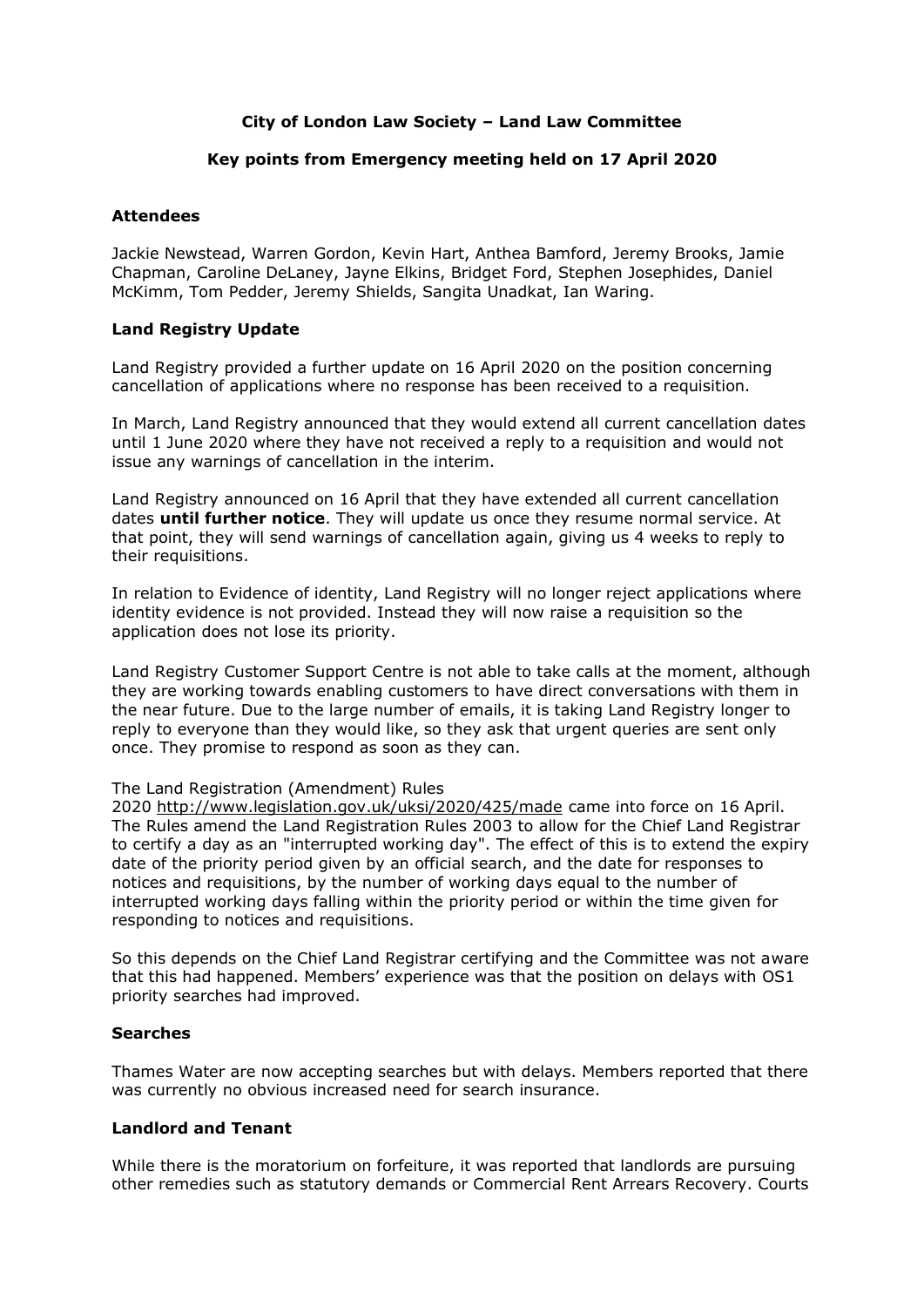# City of London Law Society – Land Law Committee

## Key points from Emergency meeting held on 17 April 2020

### Attendees

Jackie Newstead, Warren Gordon, Kevin Hart, Anthea Bamford, Jeremy Brooks, Jamie Chapman, Caroline DeLaney, Jayne Elkins, Bridget Ford, Stephen Josephides, Daniel McKimm, Tom Pedder, Jeremy Shields, Sangita Unadkat, Ian Waring.

### Land Registry Update

Land Registry provided a further update on 16 April 2020 on the position concerning cancellation of applications where no response has been received to a requisition.

In March, Land Registry announced that they would extend all current cancellation dates until 1 June 2020 where they have not received a reply to a requisition and would not issue any warnings of cancellation in the interim.

Land Registry announced on 16 April that they have extended all current cancellation dates **until further notice**. They will update us once they resume normal service. At that point, they will send warnings of cancellation again, giving us 4 weeks to reply to their requisitions.

In relation to Evidence of identity, Land Registry will no longer reject applications where identity evidence is not provided. Instead they will now raise a requisition so the application does not lose its priority.

Land Registry Customer Support Centre is not able to take calls at the moment, although they are working towards enabling customers to have direct conversations with them in the near future. Due to the large number of emails, it is taking Land Registry longer to reply to everyone than they would like, so they ask that urgent queries are sent only once. They promise to respond as soon as they can.

The Land Registration (Amendment) Rules 2020 http://www.legislation.gov.uk/uksi/2020/425/made came into force on 16 April. The Rules amend the Land Registration Rules 2003 to allow for the Chief Land Registrar to certify a day as an "interrupted working day". The effect of this is to extend the expiry date of the priority period given by an official search, and the date for responses to notices and requisitions, by the number of working days equal to the number of interrupted working days falling within the priority period or within the time given for responding to notices and requisitions.

So this depends on the Chief Land Registrar certifying and the Committee was not aware that this had happened. Members' experience was that the position on delays with OS1 priority searches had improved.

### Searches

Thames Water are now accepting searches but with delays. Members reported that there was currently no obvious increased need for search insurance.

### Landlord and Tenant

While there is the moratorium on forfeiture, it was reported that landlords are pursuing other remedies such as statutory demands or Commercial Rent Arrears Recovery. Courts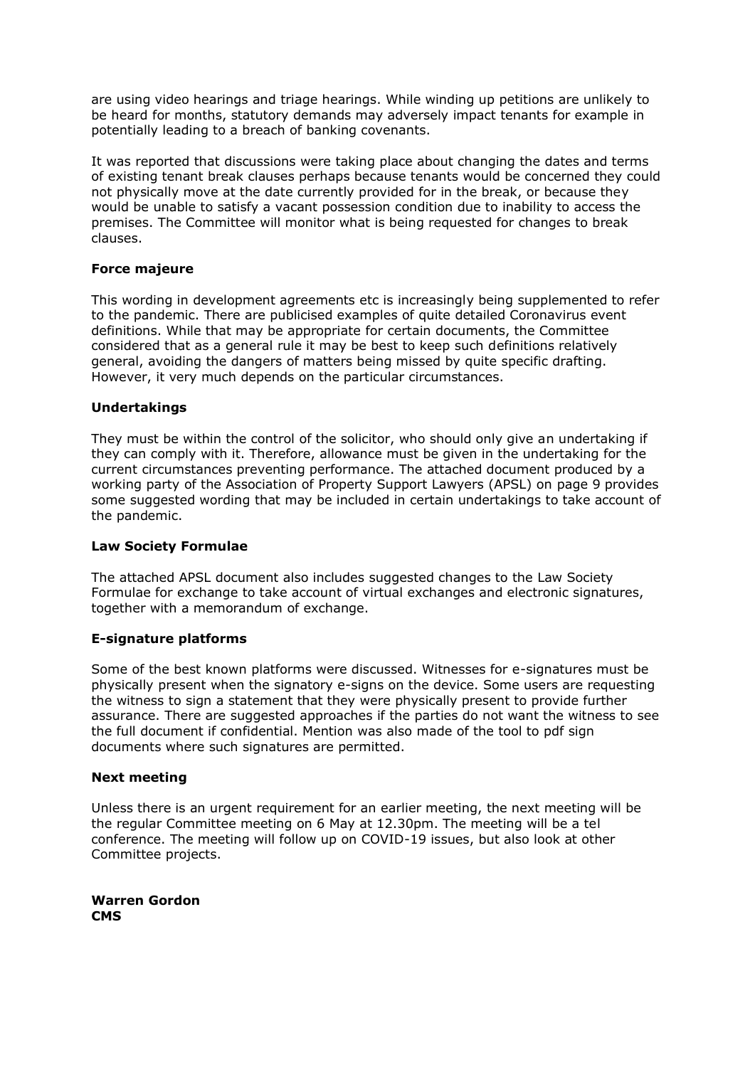are using video hearings and triage hearings. While winding up petitions are unlikely to be heard for months, statutory demands may adversely impact tenants for example in potentially leading to a breach of banking covenants.

It was reported that discussions were taking place about changing the dates and terms of existing tenant break clauses perhaps because tenants would be concerned they could not physically move at the date currently provided for in the break, or because they would be unable to satisfy a vacant possession condition due to inability to access the premises. The Committee will monitor what is being requested for changes to break clauses.

**Force majeure**

This wording in development agreements etc is increasingly being supplemented to refer to the pandemic. There are publicised examples of quite detailed Coronavirus event definitions. While that may be appropriate for certain documents, the Committee considered that as a general rule it may be best to keep such definitions relatively general, avoiding the dangers of matters being missed by quite specific drafting. However, it very much depends on the particular circumstances.

**Undertakings**

They must be within the control of the solicitor, who should only give an undertaking if they can comply with it. Therefore, allowance must be given in the undertaking for the current circumstances preventing performance. The attached document produced by a working party of the Association of Property Support Lawyers (APSL) on page 9 provides some suggested wording that may be included in certain undertakings to take account of the pandemic.

**Law Society Formulae**

The attached APSL document also includes suggested changes to the Law Society Formulae for exchange to take account of virtual exchanges and electronic signatures, together with a memorandum of exchange.

**E-signature platforms**

Some of the best known platforms were discussed. Witnesses for e-signatures must be physically present when the signatory e-signs on the device. Some users are requesting the witness to sign a statement that they were physically present to provide further assurance. There are suggested approaches if the parties do not want the witness to see the full document if confidential. Mention was also made of the tool to pdf sign documents where such signatures are permitted.

**Next meeting**

Unless there is an urgent requirement for an earlier meeting, the next meeting will be the regular Committee meeting on 6 May at 12.30pm. The meeting will be a tel conference. The meeting will follow up on COVID-19 issues, but also look at other Committee projects.

**Warren Gordon**
**CMS**